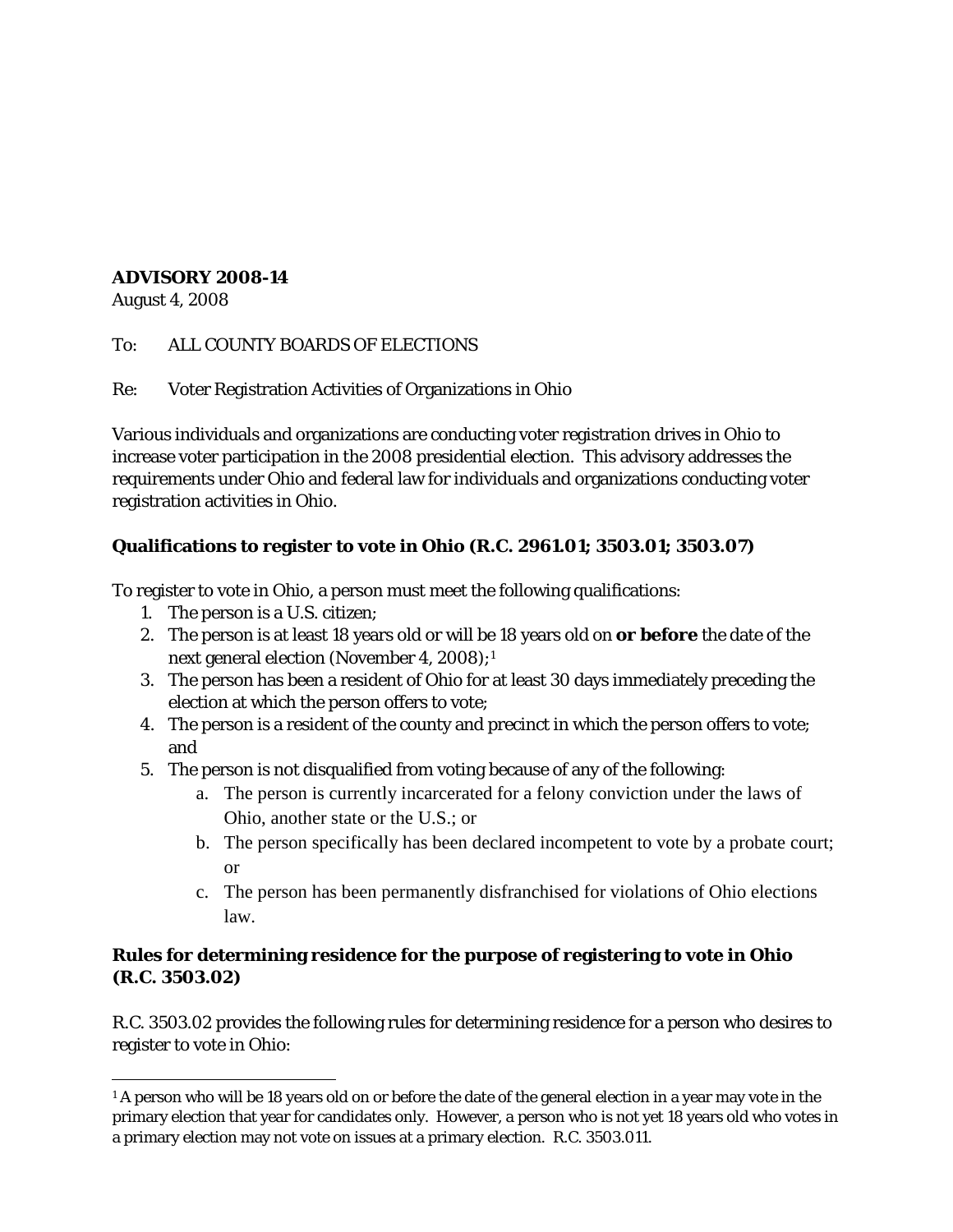**ADVISORY 2008-14**
August 4, 2008

To: ALL COUNTY BOARDS OF ELECTIONS

Re: Voter Registration Activities of Organizations in Ohio

Various individuals and organizations are conducting voter registration drives in Ohio to increase voter participation in the 2008 presidential election. This advisory addresses the requirements under Ohio and federal law for individuals and organizations conducting voter registration activities in Ohio.

**Qualifications to register to vote in Ohio (R.C. 2961.01; 3503.01; 3503.07)**

To register to vote in Ohio, a person must meet the following qualifications:

1. The person is a U.S. citizen;
2. The person is at least 18 years old or will be 18 years old on **or before** the date of the next general election (November 4, 2008);[1]
3. The person has been a resident of Ohio for at least 30 days immediately preceding the election at which the person offers to vote;
4. The person is a resident of the county and precinct in which the person offers to vote; and
5. The person is not disqualified from voting because of any of the following:
    a. The person is currently incarcerated for a felony conviction under the laws of Ohio, another state or the U.S.; or
    b. The person specifically has been declared incompetent to vote by a probate court; or
    c. The person has been permanently disfranchised for violations of Ohio elections law.

**Rules for determining residence for the purpose of registering to vote in Ohio (R.C. 3503.02)**

R.C. 3503.02 provides the following rules for determining residence for a person who desires to register to vote in Ohio:

[1] A person who will be 18 years old on or before the date of the general election in a year may vote in the primary election that year for candidates only. However, a person who is not yet 18 years old who votes in a primary election may not vote on issues at a primary election. R.C. 3503.011.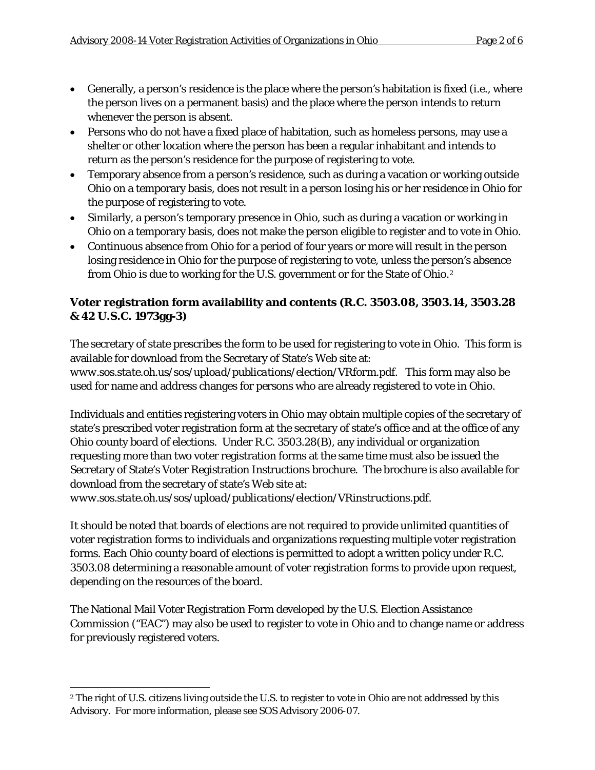- Generally, a person's residence is the place where the person's habitation is fixed (i.e., where the person lives on a permanent basis) and the place where the person intends to return whenever the person is absent.
- Persons who do not have a fixed place of habitation, such as homeless persons, may use a shelter or other location where the person has been a regular inhabitant and intends to return as the person's residence for the purpose of registering to vote.
- Temporary absence from a person's residence, such as during a vacation or working outside Ohio on a temporary basis, does not result in a person losing his or her residence in Ohio for the purpose of registering to vote.
- Similarly, a person's temporary presence in Ohio, such as during a vacation or working in Ohio on a temporary basis, does not make the person eligible to register and to vote in Ohio.
- Continuous absence from Ohio for a period of four years or more will result in the person losing residence in Ohio for the purpose of registering to vote, unless the person's absence from Ohio is due to working for the U.S. government or for the State of Ohio.[2]

## Voter registration form availability and contents (R.C. 3503.08, 3503.14, 3503.28 & 42 U.S.C. 1973gg-3)

The secretary of state prescribes the form to be used for registering to vote in Ohio. This form is available for download from the Secretary of State's Web site at: *www.sos.state.oh.us/sos/upload/publications/election/VRform.pdf*. This form may also be used for name and address changes for persons who are already registered to vote in Ohio.

Individuals and entities registering voters in Ohio may obtain multiple copies of the secretary of state's prescribed voter registration form at the secretary of state's office and at the office of any Ohio county board of elections. Under R.C. 3503.28(B), any individual or organization requesting more than two voter registration forms at the same time must also be issued the Secretary of State's Voter Registration Instructions brochure. The brochure is also available for download from the secretary of state's Web site at: *www.sos.state.oh.us/sos/upload/publications/election/VRinstructions.pdf*.

It should be noted that boards of elections are not required to provide unlimited quantities of voter registration forms to individuals and organizations requesting multiple voter registration forms. Each Ohio county board of elections is permitted to adopt a written policy under R.C. 3503.08 determining a reasonable amount of voter registration forms to provide upon request, depending on the resources of the board.

The National Mail Voter Registration Form developed by the U.S. Election Assistance Commission ("EAC") may also be used to register to vote in Ohio and to change name or address for previously registered voters.

---

[2] The right of U.S. citizens living outside the U.S. to register to vote in Ohio are not addressed by this Advisory. For more information, please see SOS Advisory 2006-07.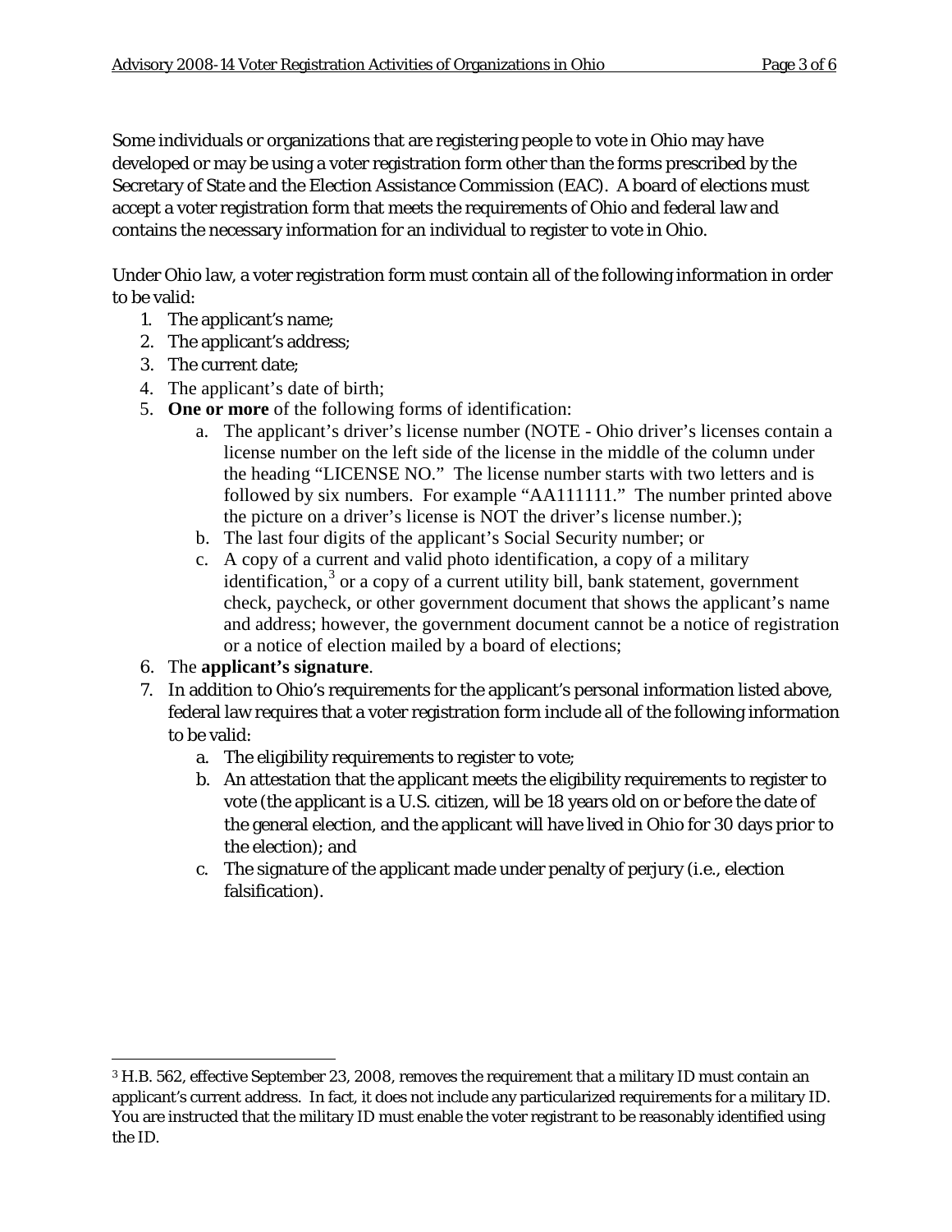Some individuals or organizations that are registering people to vote in Ohio may have developed or may be using a voter registration form other than the forms prescribed by the Secretary of State and the Election Assistance Commission (EAC). A board of elections must accept a voter registration form that meets the requirements of Ohio and federal law and contains the necessary information for an individual to register to vote in Ohio.

Under Ohio law, a voter registration form must contain all of the following information in order to be valid:

1. The applicant's name;
2. The applicant's address;
3. The current date;
4. The applicant's date of birth;
5. **One or more** of the following forms of identification:
    a. The applicant's driver's license number (NOTE - Ohio driver's licenses contain a license number on the left side of the license in the middle of the column under the heading "LICENSE NO." The license number starts with two letters and is followed by six numbers. For example "AA111111." The number printed above the picture on a driver's license is NOT the driver's license number.);
    b. The last four digits of the applicant's Social Security number; or
    c. A copy of a current and valid photo identification, a copy of a military identification,[3] or a copy of a current utility bill, bank statement, government check, paycheck, or other government document that shows the applicant's name and address; however, the government document cannot be a notice of registration or a notice of election mailed by a board of elections;
6. The **applicant's signature**.
7. In addition to Ohio's requirements for the applicant's personal information listed above, federal law requires that a voter registration form include all of the following information to be valid:
    a. The eligibility requirements to register to vote;
    b. An attestation that the applicant meets the eligibility requirements to register to vote (the applicant is a U.S. citizen, will be 18 years old on or before the date of the general election, and the applicant will have lived in Ohio for 30 days prior to the election); and
    c. The signature of the applicant made under penalty of perjury (i.e., election falsification).

---

[3] H.B. 562, effective September 23, 2008, removes the requirement that a military ID must contain an applicant's current address. In fact, it does not include any particularized requirements for a military ID. You are instructed that the military ID must enable the voter registrant to be reasonably identified using the ID.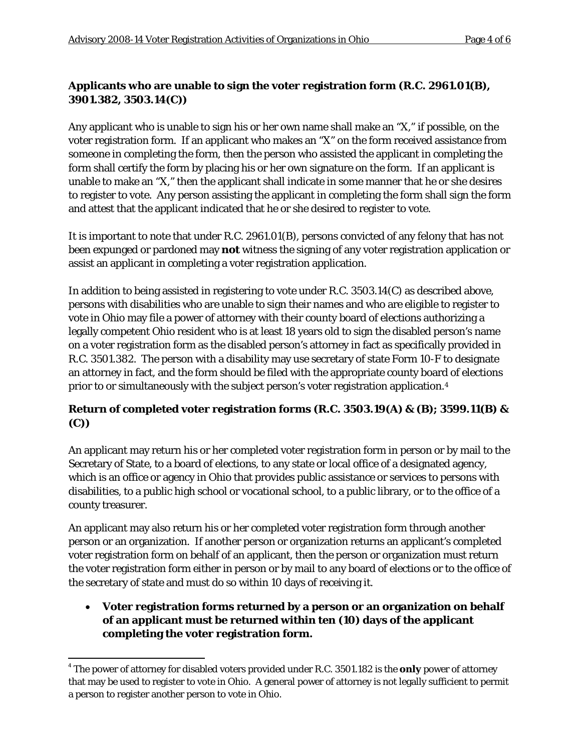**Applicants who are unable to sign the voter registration form (R.C. 2961.01(B), 3901.382, 3503.14(C))**

Any applicant who is unable to sign his or her own name shall make an "X," if possible, on the voter registration form. If an applicant who makes an "X" on the form received assistance from someone in completing the form, then the person who assisted the applicant in completing the form shall certify the form by placing his or her own signature on the form. If an applicant is unable to make an "X," then the applicant shall indicate in some manner that he or she desires to register to vote. Any person assisting the applicant in completing the form shall sign the form and attest that the applicant indicated that he or she desired to register to vote.

It is important to note that under R.C. 2961.01(B), persons convicted of any felony that has not been expunged or pardoned may **not** witness the signing of any voter registration application or assist an applicant in completing a voter registration application.

In addition to being assisted in registering to vote under R.C. 3503.14(C) as described above, persons with disabilities who are unable to sign their names and who are eligible to register to vote in Ohio may file a power of attorney with their county board of elections authorizing a legally competent Ohio resident who is at least 18 years old to sign the disabled person's name on a voter registration form as the disabled person's attorney in fact as specifically provided in R.C. 3501.382. The person with a disability may use secretary of state Form 10-F to designate an attorney in fact, and the form should be filed with the appropriate county board of elections prior to or simultaneously with the subject person's voter registration application.[4]

**Return of completed voter registration forms (R.C. 3503.19(A) & (B); 3599.11(B) & (C))**

An applicant may return his or her completed voter registration form in person or by mail to the Secretary of State, to a board of elections, to any state or local office of a designated agency, which is an office or agency in Ohio that provides public assistance or services to persons with disabilities, to a public high school or vocational school, to a public library, or to the office of a county treasurer.

An applicant may also return his or her completed voter registration form through another person or an organization. If another person or organization returns an applicant's completed voter registration form on behalf of an applicant, then the person or organization must return the voter registration form either in person or by mail to any board of elections or to the office of the secretary of state and must do so within 10 days of receiving it.

- **Voter registration forms returned by a person or an organization on behalf of an applicant must be returned within ten (10) days of the applicant completing the voter registration form.**

---

[4] The power of attorney for disabled voters provided under R.C. 3501.182 is the **only** power of attorney that may be used to register to vote in Ohio. A general power of attorney is not legally sufficient to permit a person to register another person to vote in Ohio.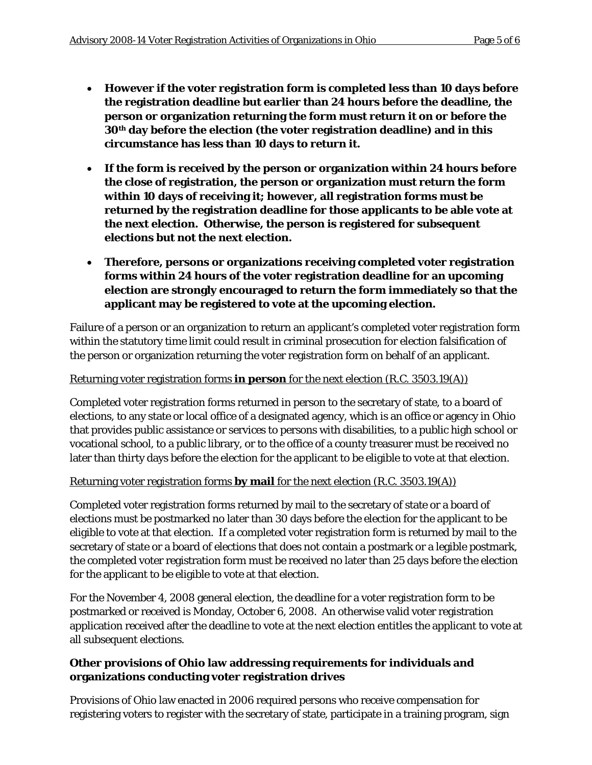- **However if the voter registration form is completed less than 10 days before the registration deadline but earlier than 24 hours before the deadline, the person or organization returning the form must return it on or before the 30th day before the election (the voter registration deadline) and in this circumstance has less than 10 days to return it.**

- **If the form is received by the person or organization within 24 hours before the close of registration, the person or organization must return the form within 10 days of receiving it; however, all registration forms must be returned by the registration deadline for those applicants to be able vote at the next election. Otherwise, the person is registered for subsequent elections but not the next election.**

- **Therefore, persons or organizations receiving completed voter registration forms within 24 hours of the voter registration deadline for an upcoming election are strongly encouraged to return the form immediately so that the applicant may be registered to vote at the upcoming election.**

Failure of a person or an organization to return an applicant's completed voter registration form within the statutory time limit could result in criminal prosecution for election falsification of the person or organization returning the voter registration form on behalf of an applicant.

<u>Returning voter registration forms **in person** for the next election (R.C. 3503.19(A))</u>

Completed voter registration forms returned in person to the secretary of state, to a board of elections, to any state or local office of a designated agency, which is an office or agency in Ohio that provides public assistance or services to persons with disabilities, to a public high school or vocational school, to a public library, or to the office of a county treasurer must be received no later than thirty days before the election for the applicant to be eligible to vote at that election.

<u>Returning voter registration forms **by mail** for the next election (R.C. 3503.19(A))</u>

Completed voter registration forms returned by mail to the secretary of state or a board of elections must be postmarked no later than 30 days before the election for the applicant to be eligible to vote at that election. If a completed voter registration form is returned by mail to the secretary of state or a board of elections that does not contain a postmark or a legible postmark, the completed voter registration form must be received no later than 25 days before the election for the applicant to be eligible to vote at that election.

For the November 4, 2008 general election, the deadline for a voter registration form to be postmarked or received is Monday, October 6, 2008. An otherwise valid voter registration application received after the deadline to vote at the next election entitles the applicant to vote at all subsequent elections.

**Other provisions of Ohio law addressing requirements for individuals and organizations conducting voter registration drives**

Provisions of Ohio law enacted in 2006 required persons who receive compensation for registering voters to register with the secretary of state, participate in a training program, sign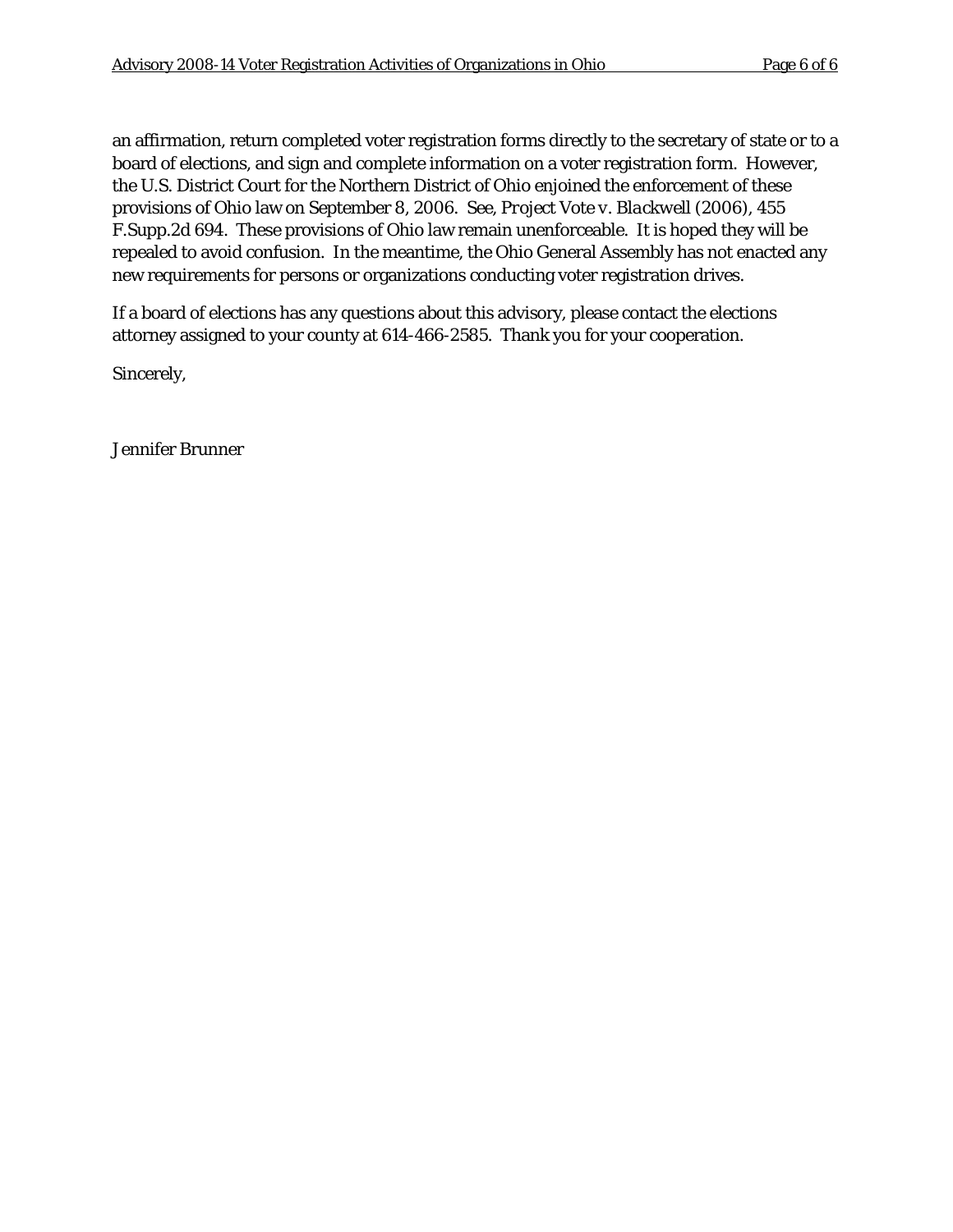an affirmation, return completed voter registration forms directly to the secretary of state or to a board of elections, and sign and complete information on a voter registration form. However, the U.S. District Court for the Northern District of Ohio enjoined the enforcement of these provisions of Ohio law on September 8, 2006. See, *Project Vote v. Blackwell* (2006), 455 F.Supp.2d 694. These provisions of Ohio law remain unenforceable. It is hoped they will be repealed to avoid confusion. In the meantime, the Ohio General Assembly has not enacted any new requirements for persons or organizations conducting voter registration drives.

If a board of elections has any questions about this advisory, please contact the elections attorney assigned to your county at 614-466-2585. Thank you for your cooperation.

Sincerely,

Jennifer Brunner